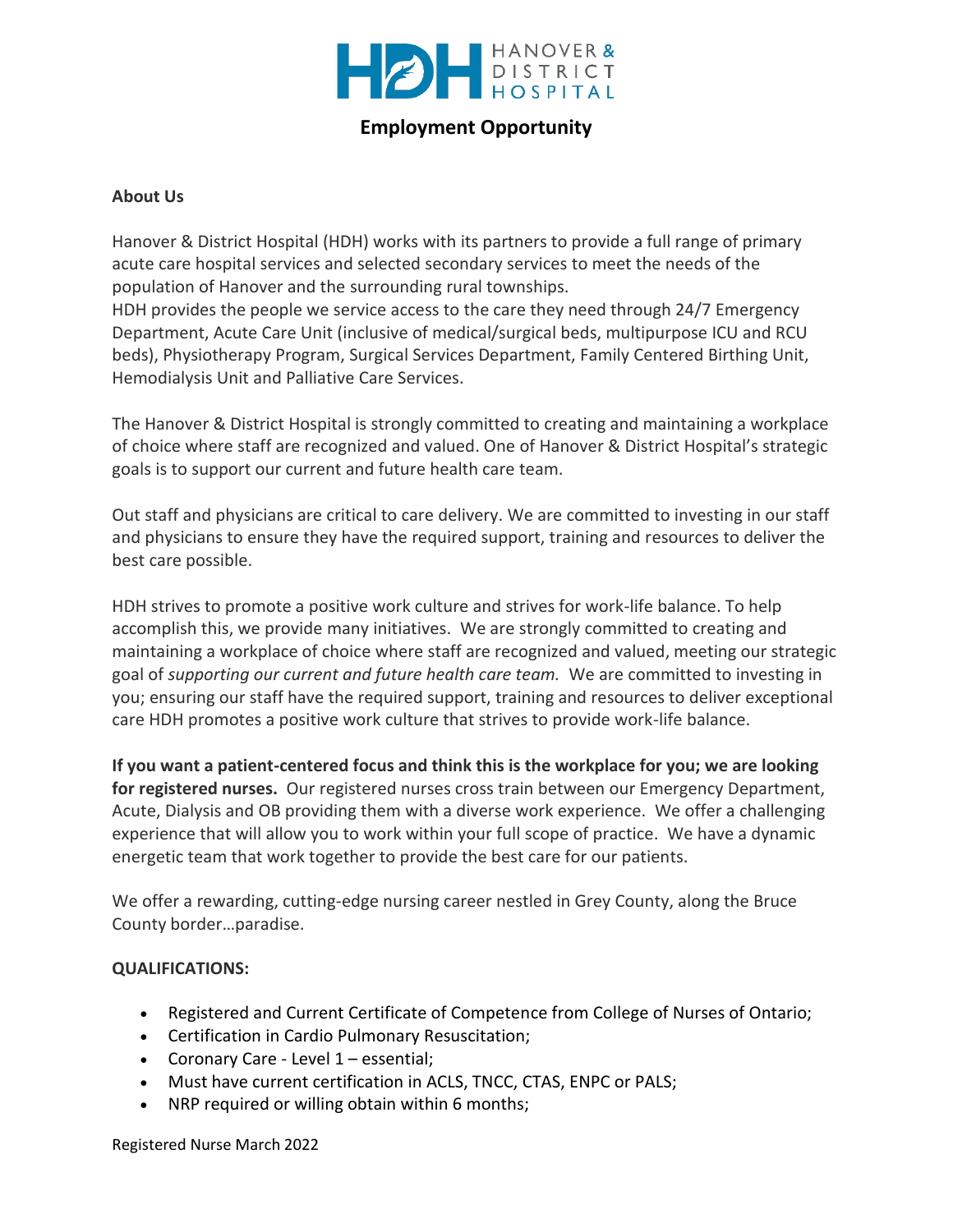# Employment Opportunity

## About Us

Hanover & District Hospital (HDH) works with its partners to provide a full range of primary acute care hospital services and selected secondary services to meet the needs of the population of Hanover and the surrounding rural townships.
HDH provides the people we service access to the care they need through 24/7 Emergency Department, Acute Care Unit (inclusive of medical/surgical beds, multipurpose ICU and RCU beds), Physiotherapy Program, Surgical Services Department, Family Centered Birthing Unit, Hemodialysis Unit and Palliative Care Services.

The Hanover & District Hospital is strongly committed to creating and maintaining a workplace of choice where staff are recognized and valued. One of Hanover & District Hospital's strategic goals is to support our current and future health care team.

Out staff and physicians are critical to care delivery. We are committed to investing in our staff and physicians to ensure they have the required support, training and resources to deliver the best care possible.

HDH strives to promote a positive work culture and strives for work-life balance. To help accomplish this, we provide many initiatives. We are strongly committed to creating and maintaining a workplace of choice where staff are recognized and valued, meeting our strategic goal of *supporting our current and future health care team.* We are committed to investing in you; ensuring our staff have the required support, training and resources to deliver exceptional care HDH promotes a positive work culture that strives to provide work-life balance.

**If you want a patient-centered focus and think this is the workplace for you; we are looking for registered nurses.** Our registered nurses cross train between our Emergency Department, Acute, Dialysis and OB providing them with a diverse work experience. We offer a challenging experience that will allow you to work within your full scope of practice. We have a dynamic energetic team that work together to provide the best care for our patients.

We offer a rewarding, cutting-edge nursing career nestled in Grey County, along the Bruce County border…paradise.

**QUALIFICATIONS:**

- Registered and Current Certificate of Competence from College of Nurses of Ontario;
- Certification in Cardio Pulmonary Resuscitation;
- Coronary Care - Level 1 – essential;
- Must have current certification in ACLS, TNCC, CTAS, ENPC or PALS;
- NRP required or willing obtain within 6 months;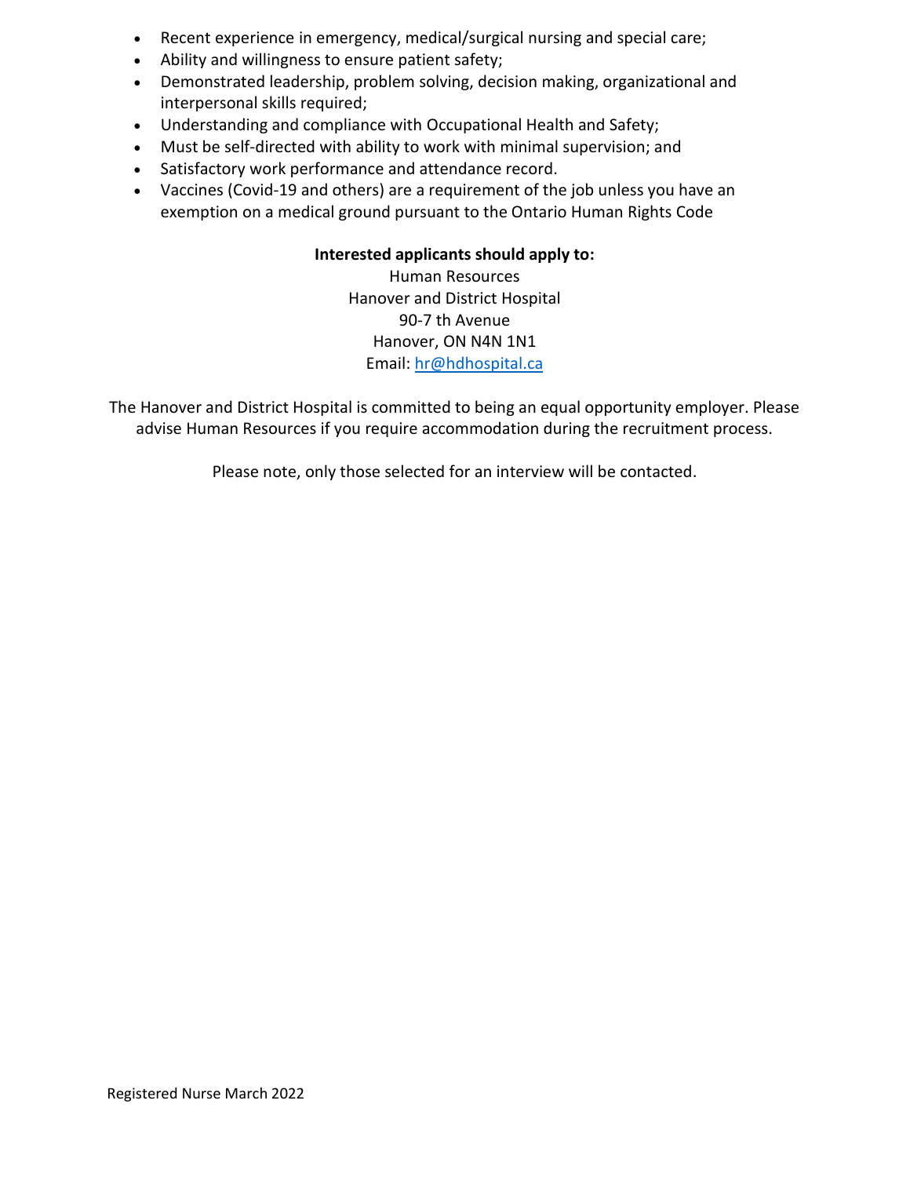- Recent experience in emergency, medical/surgical nursing and special care;
- Ability and willingness to ensure patient safety;
- Demonstrated leadership, problem solving, decision making, organizational and interpersonal skills required;
- Understanding and compliance with Occupational Health and Safety;
- Must be self-directed with ability to work with minimal supervision; and
- Satisfactory work performance and attendance record.
- Vaccines (Covid-19 and others) are a requirement of the job unless you have an exemption on a medical ground pursuant to the Ontario Human Rights Code

**Interested applicants should apply to:**

Human Resources
Hanover and District Hospital
90-7 th Avenue
Hanover, ON N4N 1N1
Email: hr@hdhospital.ca

The Hanover and District Hospital is committed to being an equal opportunity employer. Please advise Human Resources if you require accommodation during the recruitment process.

Please note, only those selected for an interview will be contacted.